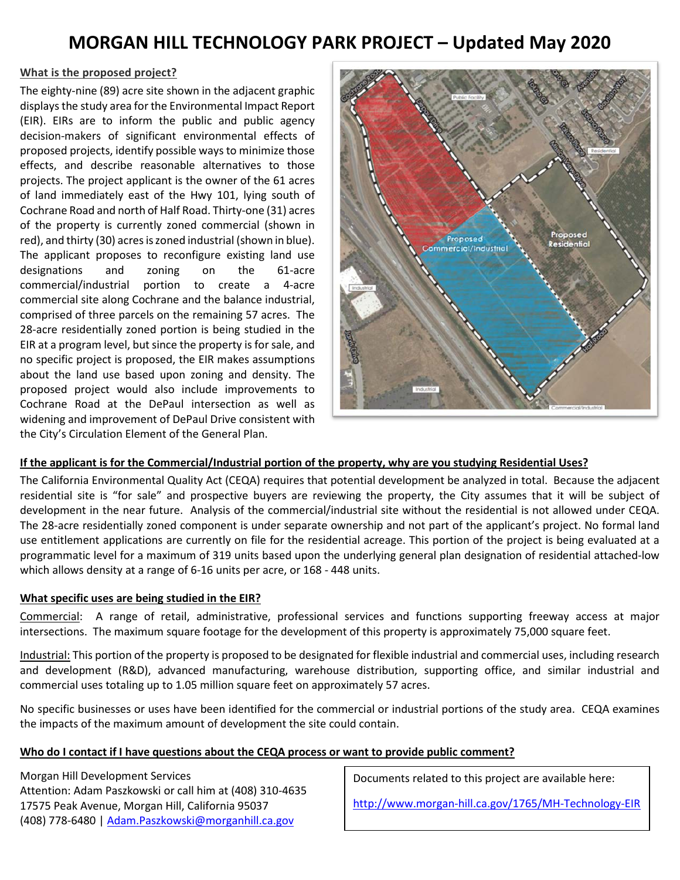# MORGAN HILL TECHNOLOGY PARK PROJECT – Updated May 2020

## What is the proposed project?

The eighty-nine (89) acre site shown in the adjacent graphic displays the study area for the Environmental Impact Report (EIR). EIRs are to inform the public and public agency decision-makers of significant environmental effects of proposed projects, identify possible ways to minimize those effects, and describe reasonable alternatives to those projects. The project applicant is the owner of the 61 acres of land immediately east of the Hwy 101, lying south of Cochrane Road and north of Half Road. Thirty-one (31) acres of the property is currently zoned commercial (shown in red), and thirty (30) acres is zoned industrial (shown in blue). The applicant proposes to reconfigure existing land use designations and zoning on the 61-acre commercial/industrial portion to create a 4-acre commercial site along Cochrane and the balance industrial, comprised of three parcels on the remaining 57 acres. The 28-acre residentially zoned portion is being studied in the EIR at a program level, but since the property is for sale, and no specific project is proposed, the EIR makes assumptions about the land use based upon zoning and density. The proposed project would also include improvements to Cochrane Road at the DePaul intersection as well as widening and improvement of DePaul Drive consistent with the City's Circulation Element of the General Plan.

## If the applicant is for the Commercial/Industrial portion of the property, why are you studying Residential Uses?

The California Environmental Quality Act (CEQA) requires that potential development be analyzed in total. Because the adjacent residential site is "for sale" and prospective buyers are reviewing the property, the City assumes that it will be subject of development in the near future. Analysis of the commercial/industrial site without the residential is not allowed under CEQA. The 28-acre residentially zoned component is under separate ownership and not part of the applicant's project. No formal land use entitlement applications are currently on file for the residential acreage. This portion of the project is being evaluated at a programmatic level for a maximum of 319 units based upon the underlying general plan designation of residential attached-low which allows density at a range of 6-16 units per acre, or 168 - 448 units.

## What specific uses are being studied in the EIR?

Commercial: A range of retail, administrative, professional services and functions supporting freeway access at major intersections. The maximum square footage for the development of this property is approximately 75,000 square feet.

Industrial: This portion of the property is proposed to be designated for flexible industrial and commercial uses, including research and development (R&D), advanced manufacturing, warehouse distribution, supporting office, and similar industrial and commercial uses totaling up to 1.05 million square feet on approximately 57 acres.

No specific businesses or uses have been identified for the commercial or industrial portions of the study area. CEQA examines the impacts of the maximum amount of development the site could contain.

## Who do I contact if I have questions about the CEQA process or want to provide public comment?

Morgan Hill Development Services
Attention: Adam Paszkowski or call him at (408) 310-4635
17575 Peak Avenue, Morgan Hill, California 95037
(408) 778-6480 | Adam.Paszkowski@morganhill.ca.gov

Documents related to this project are available here:

http://www.morgan-hill.ca.gov/1765/MH-Technology-EIR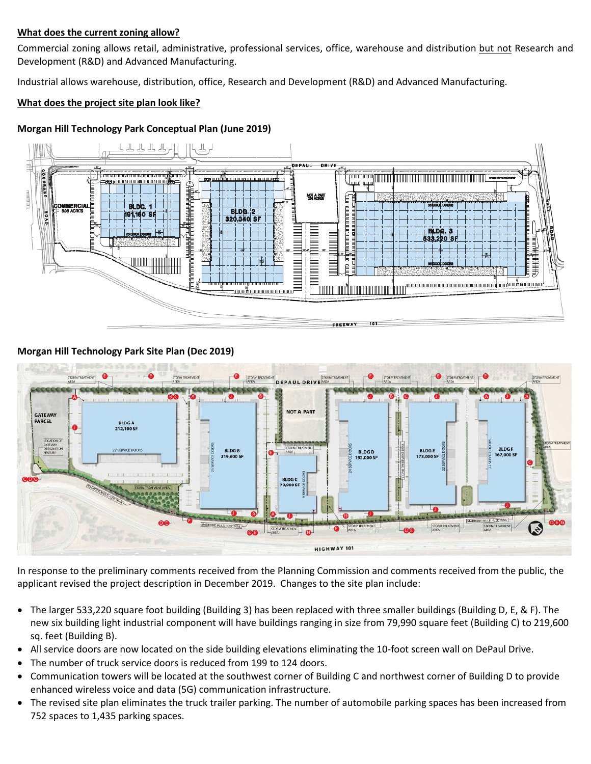**What does the current zoning allow?**

Commercial zoning allows retail, administrative, professional services, office, warehouse and distribution but not Research and Development (R&D) and Advanced Manufacturing.

Industrial allows warehouse, distribution, office, Research and Development (R&D) and Advanced Manufacturing.

**What does the project site plan look like?**

**Morgan Hill Technology Park Conceptual Plan (June 2019)**

**Morgan Hill Technology Park Site Plan (Dec 2019)**

In response to the preliminary comments received from the Planning Commission and comments received from the public, the applicant revised the project description in December 2019. Changes to the site plan include:

- The larger 533,220 square foot building (Building 3) has been replaced with three smaller buildings (Building D, E, & F). The new six building light industrial component will have buildings ranging in size from 79,990 square feet (Building C) to 219,600 sq. feet (Building B).
- All service doors are now located on the side building elevations eliminating the 10-foot screen wall on DePaul Drive.
- The number of truck service doors is reduced from 199 to 124 doors.
- Communication towers will be located at the southwest corner of Building C and northwest corner of Building D to provide enhanced wireless voice and data (5G) communication infrastructure.
- The revised site plan eliminates the truck trailer parking. The number of automobile parking spaces has been increased from 752 spaces to 1,435 parking spaces.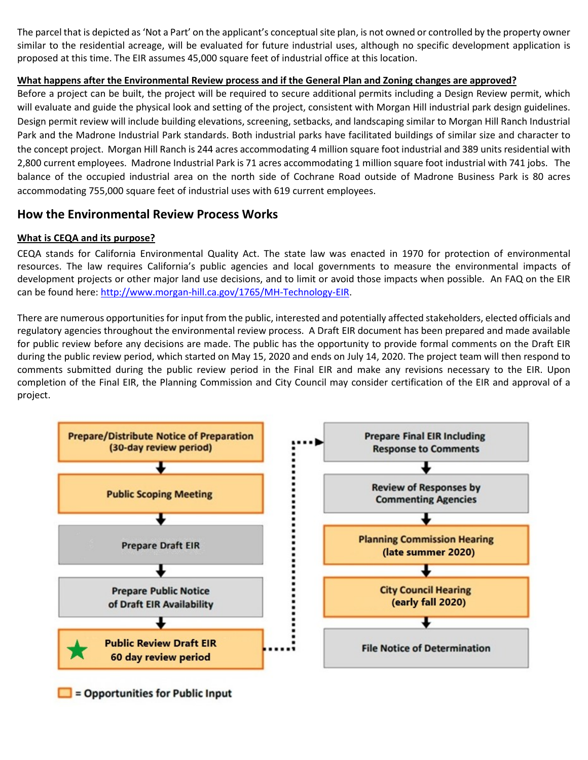The parcel that is depicted as 'Not a Part' on the applicant's conceptual site plan, is not owned or controlled by the property owner similar to the residential acreage, will be evaluated for future industrial uses, although no specific development application is proposed at this time. The EIR assumes 45,000 square feet of industrial office at this location.

**What happens after the Environmental Review process and if the General Plan and Zoning changes are approved?**

Before a project can be built, the project will be required to secure additional permits including a Design Review permit, which will evaluate and guide the physical look and setting of the project, consistent with Morgan Hill industrial park design guidelines. Design permit review will include building elevations, screening, setbacks, and landscaping similar to Morgan Hill Ranch Industrial Park and the Madrone Industrial Park standards. Both industrial parks have facilitated buildings of similar size and character to the concept project. Morgan Hill Ranch is 244 acres accommodating 4 million square foot industrial and 389 units residential with 2,800 current employees. Madrone Industrial Park is 71 acres accommodating 1 million square foot industrial with 741 jobs. The balance of the occupied industrial area on the north side of Cochrane Road outside of Madrone Business Park is 80 acres accommodating 755,000 square feet of industrial uses with 619 current employees.

## How the Environmental Review Process Works

**What is CEQA and its purpose?**

CEQA stands for California Environmental Quality Act. The state law was enacted in 1970 for protection of environmental resources. The law requires California's public agencies and local governments to measure the environmental impacts of development projects or other major land use decisions, and to limit or avoid those impacts when possible. An FAQ on the EIR can be found here: http://www.morgan-hill.ca.gov/1765/MH-Technology-EIR.

There are numerous opportunities for input from the public, interested and potentially affected stakeholders, elected officials and regulatory agencies throughout the environmental review process. A Draft EIR document has been prepared and made available for public review before any decisions are made. The public has the opportunity to provide formal comments on the Draft EIR during the public review period, which started on May 15, 2020 and ends on July 14, 2020. The project team will then respond to comments submitted during the public review period in the Final EIR and make any revisions necessary to the EIR. Upon completion of the Final EIR, the Planning Commission and City Council may consider certification of the EIR and approval of a project.

Prepare/Distribute Notice of Preparation (30-day review period)

Public Scoping Meeting

Prepare Draft EIR

Prepare Public Notice of Draft EIR Availability

Public Review Draft EIR 60 day review period

Prepare Final EIR Including Response to Comments

Review of Responses by Commenting Agencies

Planning Commission Hearing (late summer 2020)

City Council Hearing (early fall 2020)

File Notice of Determination

= Opportunities for Public Input